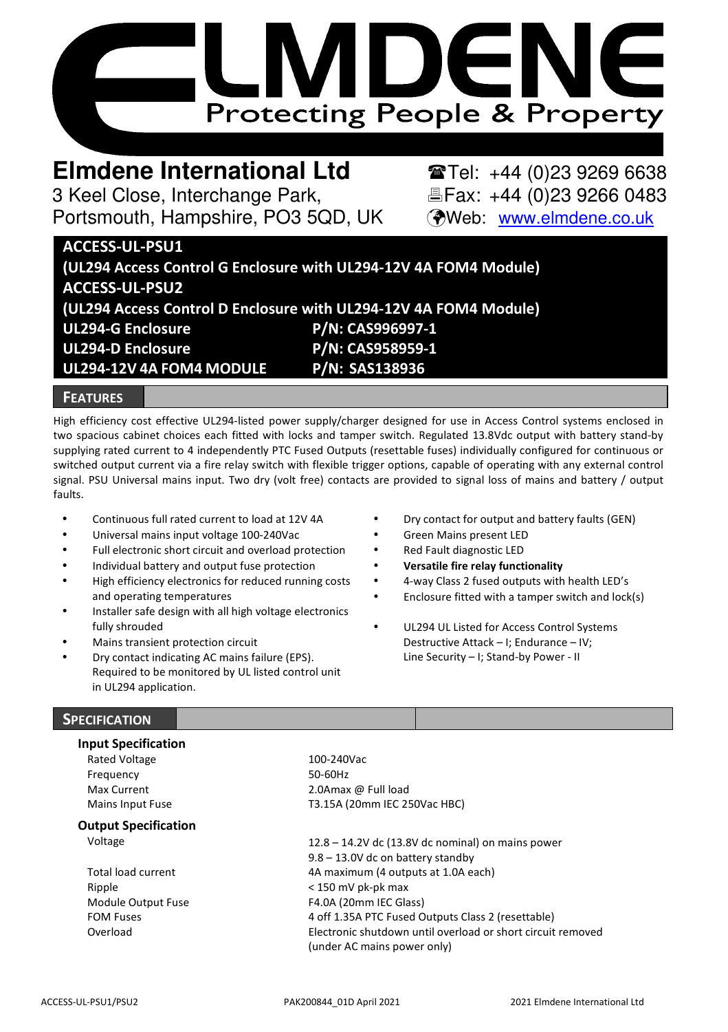# ELMDENE

Protecting People & Property

**Elmdene International Ltd**
3 Keel Close, Interchange Park,
Portsmouth, Hampshire, PO3 5QD, UK

Tel: +44 (0)23 9269 6638
Fax: +44 (0)23 9266 0483
Web: www.elmdene.co.uk

## ACCESS-UL-PSU1
## (UL294 Access Control G Enclosure with UL294-12V 4A FOM4 Module)
## ACCESS-UL-PSU2
## (UL294 Access Control D Enclosure with UL294-12V 4A FOM4 Module)

| | |
|---|---|
| **UL294-G Enclosure** | **P/N: CAS996997-1** |
| **UL294-D Enclosure** | **P/N: CAS958959-1** |
| **UL294-12V 4A FOM4 MODULE** | **P/N: SAS138936** |

## FEATURES

High efficiency cost effective UL294-listed power supply/charger designed for use in Access Control systems enclosed in two spacious cabinet choices each fitted with locks and tamper switch. Regulated 13.8Vdc output with battery stand-by supplying rated current to 4 independently PTC Fused Outputs (resettable fuses) individually configured for continuous or switched output current via a fire relay switch with flexible trigger options, capable of operating with any external control signal. PSU Universal mains input. Two dry (volt free) contacts are provided to signal loss of mains and battery / output faults.

- Continuous full rated current to load at 12V 4A
- Universal mains input voltage 100-240Vac
- Full electronic short circuit and overload protection
- Individual battery and output fuse protection
- High efficiency electronics for reduced running costs and operating temperatures
- Installer safe design with all high voltage electronics fully shrouded
- Mains transient protection circuit
- Dry contact indicating AC mains failure (EPS). Required to be monitored by UL listed control unit in UL294 application.
- Dry contact for output and battery faults (GEN)
- Green Mains present LED
- Red Fault diagnostic LED
- **Versatile fire relay functionality**
- 4-way Class 2 fused outputs with health LED's
- Enclosure fitted with a tamper switch and lock(s)
- UL294 UL Listed for Access Control Systems Destructive Attack – I; Endurance – IV; Line Security – I; Stand-by Power - II

## SPECIFICATION

### Input Specification

| | |
|---|---|
| Rated Voltage | 100-240Vac |
| Frequency | 50-60Hz |
| Max Current | 2.0Amax @ Full load |
| Mains Input Fuse | T3.15A (20mm IEC 250Vac HBC) |

### Output Specification

| | |
|---|---|
| Voltage | 12.8 – 14.2V dc (13.8V dc nominal) on mains power<br>9.8 – 13.0V dc on battery standby |
| Total load current | 4A maximum (4 outputs at 1.0A each) |
| Ripple | < 150 mV pk-pk max |
| Module Output Fuse | F4.0A (20mm IEC Glass) |
| FOM Fuses | 4 off 1.35A PTC Fused Outputs Class 2 (resettable) |
| Overload | Electronic shutdown until overload or short circuit removed (under AC mains power only) |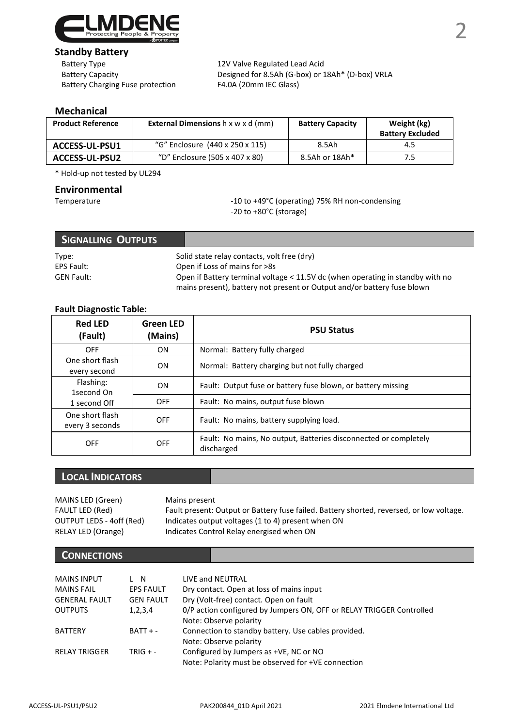## Standby Battery

| | |
|---|---|
| Battery Type | 12V Valve Regulated Lead Acid |
| Battery Capacity | Designed for 8.5Ah (G-box) or 18Ah* (D-box) VRLA |
| Battery Charging Fuse protection | F4.0A (20mm IEC Glass) |

## Mechanical

| Product Reference | External Dimensions h x w x d (mm) | Battery Capacity | Weight (kg) Battery Excluded |
|---|---|---|---|
| ACCESS-UL-PSU1 | "G" Enclosure (440 x 250 x 115) | 8.5Ah | 4.5 |
| ACCESS-UL-PSU2 | "D" Enclosure (505 x 407 x 80) | 8.5Ah or 18Ah* | 7.5 |

* Hold-up not tested by UL294

## Environmental

Temperature: -10 to +49°C (operating) 75% RH non-condensing
-20 to +80°C (storage)

## Signalling Outputs

| | |
|---|---|
| Type: | Solid state relay contacts, volt free (dry) |
| EPS Fault: | Open if Loss of mains for >8s |
| GEN Fault: | Open if Battery terminal voltage < 11.5V dc (when operating in standby with no mains present), battery not present or Output and/or battery fuse blown |

**Fault Diagnostic Table:**

| Red LED (Fault) | Green LED (Mains) | PSU Status |
|---|---|---|
| OFF | ON | Normal: Battery fully charged |
| One short flash every second | ON | Normal: Battery charging but not fully charged |
| Flashing: 1second On 1 second Off | ON | Fault: Output fuse or battery fuse blown, or battery missing |
| | OFF | Fault: No mains, output fuse blown |
| One short flash every 3 seconds | OFF | Fault: No mains, battery supplying load. |
| OFF | OFF | Fault: No mains, No output, Batteries disconnected or completely discharged |

## Local Indicators

| | |
|---|---|
| MAINS LED (Green) | Mains present |
| FAULT LED (Red) | Fault present: Output or Battery fuse failed. Battery shorted, reversed, or low voltage. |
| OUTPUT LEDS - 4off (Red) | Indicates output voltages (1 to 4) present when ON |
| RELAY LED (Orange) | Indicates Control Relay energised when ON |

## Connections

| | | |
|---|---|---|
| MAINS INPUT | L N | LIVE and NEUTRAL |
| MAINS FAIL | EPS FAULT | Dry contact. Open at loss of mains input |
| GENERAL FAULT | GEN FAULT | Dry (Volt-free) contact. Open on fault |
| OUTPUTS | 1,2,3,4 | 0/P action configured by Jumpers ON, OFF or RELAY TRIGGER Controlled<br>Note: Observe polarity |
| BATTERY | BATT + - | Connection to standby battery. Use cables provided.<br>Note: Observe polarity |
| RELAY TRIGGER | TRIG + - | Configured by Jumpers as +VE, NC or NO<br>Note: Polarity must be observed for +VE connection |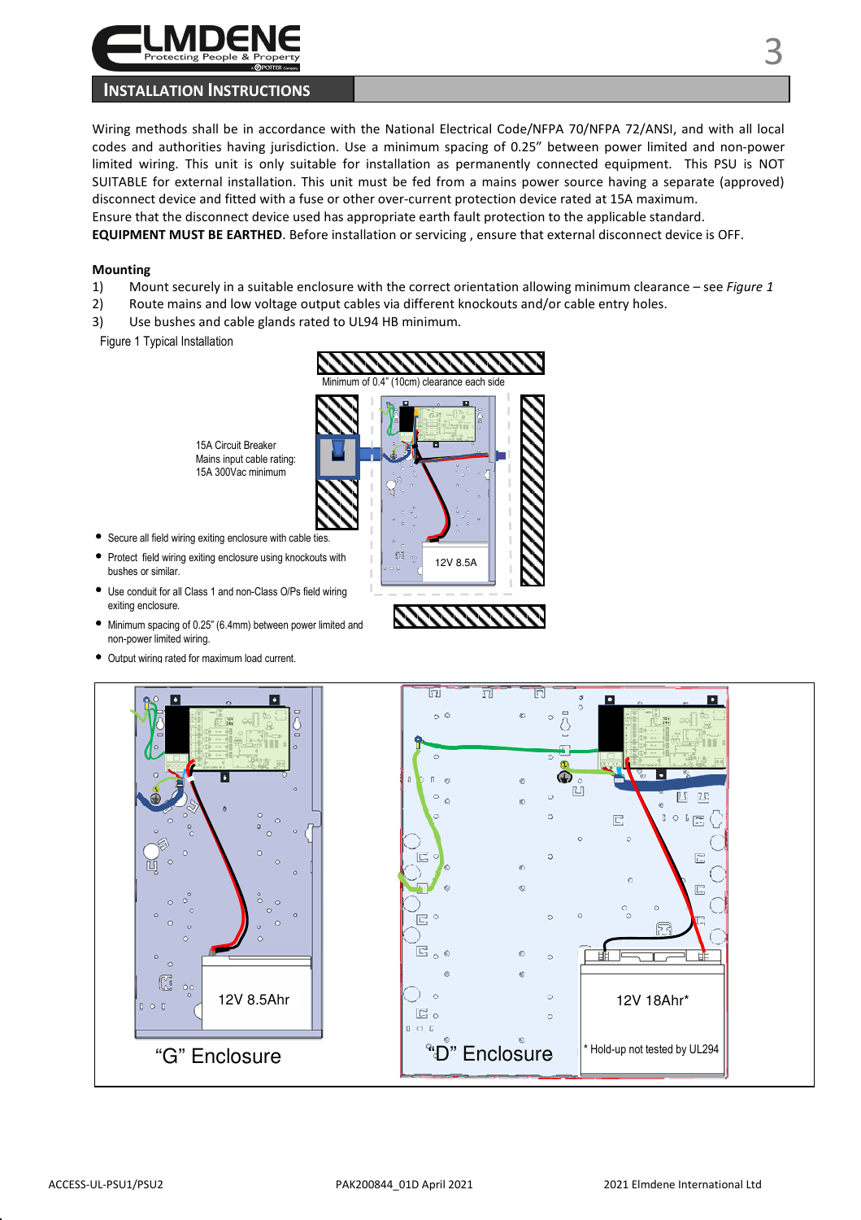## INSTALLATION INSTRUCTIONS

Wiring methods shall be in accordance with the National Electrical Code/NFPA 70/NFPA 72/ANSI, and with all local codes and authorities having jurisdiction. Use a minimum spacing of 0.25" between power limited and non-power limited wiring. This unit is only suitable for installation as permanently connected equipment. This PSU is NOT SUITABLE for external installation. This unit must be fed from a mains power source having a separate (approved) disconnect device and fitted with a fuse or other over-current protection device rated at 15A maximum.
Ensure that the disconnect device used has appropriate earth fault protection to the applicable standard.
**EQUIPMENT MUST BE EARTHED**. Before installation or servicing , ensure that external disconnect device is OFF.

**Mounting**

1) Mount securely in a suitable enclosure with the correct orientation allowing minimum clearance – see *Figure 1*
2) Route mains and low voltage output cables via different knockouts and/or cable entry holes.
3) Use bushes and cable glands rated to UL94 HB minimum.

Figure 1 Typical Installation

Minimum of 0.4" (10cm) clearance each side

15A Circuit Breaker
Mains input cable rating:
15A 300Vac minimum

12V 8.5A

- Secure all field wiring exiting enclosure with cable ties.
- Protect field wiring exiting enclosure using knockouts with bushes or similar.
- Use conduit for all Class 1 and non-Class O/Ps field wiring exiting enclosure.
- Minimum spacing of 0.25" (6.4mm) between power limited and non-power limited wiring.
- Output wiring rated for maximum load current.

12V 8.5Ahr

"G" Enclosure

12V 18Ahr*

"D" Enclosure

* Hold-up not tested by UL294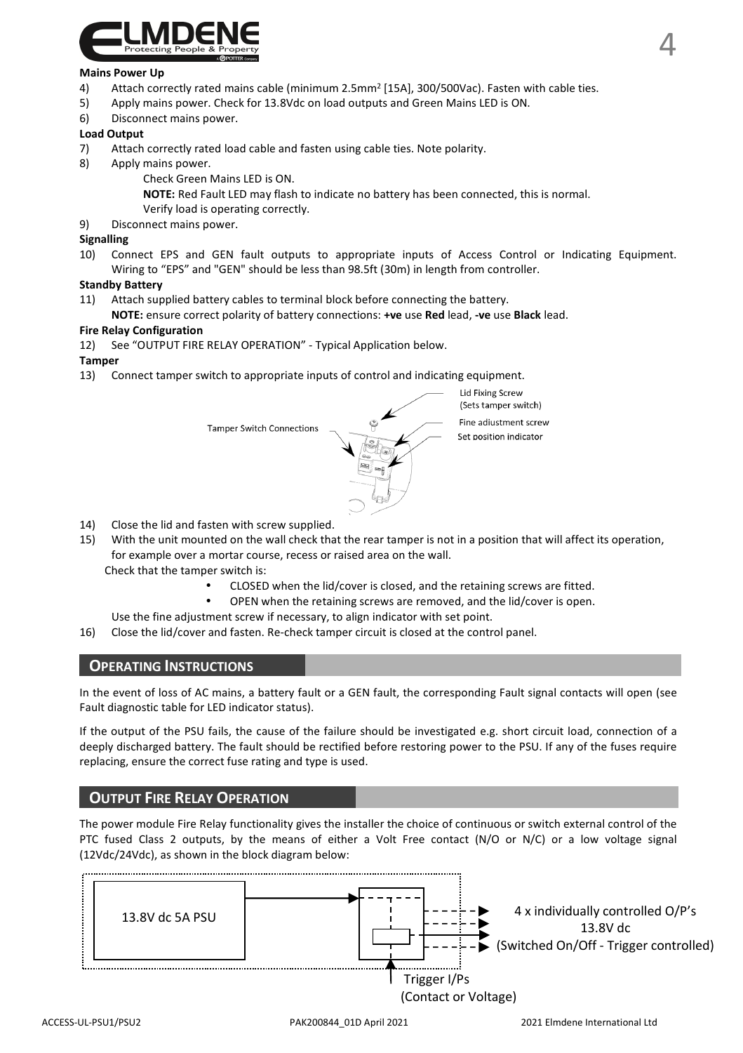**Mains Power Up**

4) Attach correctly rated mains cable (minimum 2.5mm² [15A], 300/500Vac). Fasten with cable ties.
5) Apply mains power. Check for 13.8Vdc on load outputs and Green Mains LED is ON.
6) Disconnect mains power.

**Load Output**

7) Attach correctly rated load cable and fasten using cable ties. Note polarity.
8) Apply mains power.
   Check Green Mains LED is ON.
   **NOTE:** Red Fault LED may flash to indicate no battery has been connected, this is normal.
   Verify load is operating correctly.
9) Disconnect mains power.

**Signalling**

10) Connect EPS and GEN fault outputs to appropriate inputs of Access Control or Indicating Equipment. Wiring to "EPS" and "GEN" should be less than 98.5ft (30m) in length from controller.

**Standby Battery**

11) Attach supplied battery cables to terminal block before connecting the battery.
    **NOTE:** ensure correct polarity of battery connections: **+ve** use **Red** lead, **-ve** use **Black** lead.

**Fire Relay Configuration**

12) See "OUTPUT FIRE RELAY OPERATION" - Typical Application below.

**Tamper**

13) Connect tamper switch to appropriate inputs of control and indicating equipment.

Tamper Switch Connections

Lid Fixing Screw (Sets tamper switch)

Fine adjustment screw

Set position indicator

14) Close the lid and fasten with screw supplied.
15) With the unit mounted on the wall check that the rear tamper is not in a position that will affect its operation, for example over a mortar course, recess or raised area on the wall.
    Check that the tamper switch is:
    - CLOSED when the lid/cover is closed, and the retaining screws are fitted.
    - OPEN when the retaining screws are removed, and the lid/cover is open.

    Use the fine adjustment screw if necessary, to align indicator with set point.
16) Close the lid/cover and fasten. Re-check tamper circuit is closed at the control panel.

## OPERATING INSTRUCTIONS

In the event of loss of AC mains, a battery fault or a GEN fault, the corresponding Fault signal contacts will open (see Fault diagnostic table for LED indicator status).

If the output of the PSU fails, the cause of the failure should be investigated e.g. short circuit load, connection of a deeply discharged battery. The fault should be rectified before restoring power to the PSU. If any of the fuses require replacing, ensure the correct fuse rating and type is used.

## OUTPUT FIRE RELAY OPERATION

The power module Fire Relay functionality gives the installer the choice of continuous or switch external control of the PTC fused Class 2 outputs, by the means of either a Volt Free contact (N/O or N/C) or a low voltage signal (12Vdc/24Vdc), as shown in the block diagram below:

13.8V dc 5A PSU

4 x individually controlled O/P's 13.8V dc (Switched On/Off - Trigger controlled)

Trigger I/Ps (Contact or Voltage)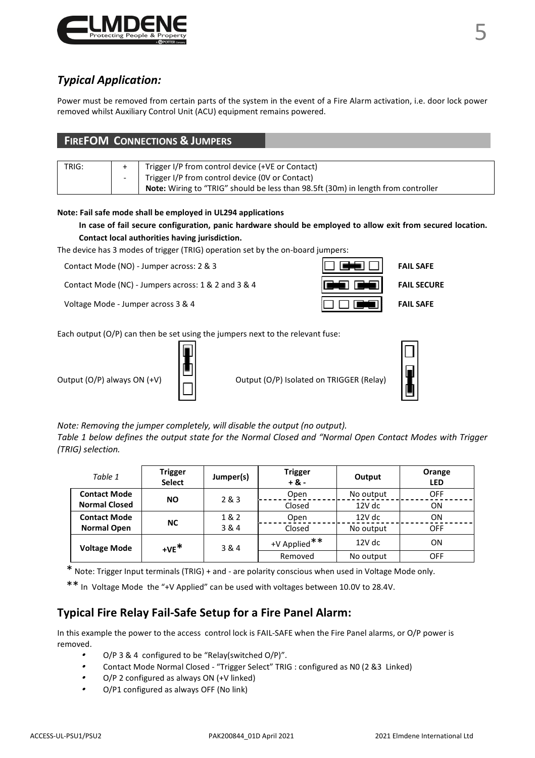## *Typical Application:*

Power must be removed from certain parts of the system in the event of a Fire Alarm activation, i.e. door lock power removed whilst Auxiliary Control Unit (ACU) equipment remains powered.

## FIREFOM CONNECTIONS & JUMPERS

| TRIG: | + | Trigger I/P from control device (+VE or Contact) |
|---|---|---|
| | - | Trigger I/P from control device (0V or Contact) |
| | | **Note:** Wiring to "TRIG" should be less than 98.5ft (30m) in length from controller |

**Note: Fail safe mode shall be employed in UL294 applications**

**In case of fail secure configuration, panic hardware should be employed to allow exit from secured location. Contact local authorities having jurisdiction.**

The device has 3 modes of trigger (TRIG) operation set by the on-board jumpers:

- Contact Mode (NO) - Jumper across: 2 & 3 — **FAIL SAFE**
- Contact Mode (NC) - Jumpers across: 1 & 2 and 3 & 4 — **FAIL SECURE**
- Voltage Mode - Jumper across 3 & 4 — **FAIL SAFE**

Each output (O/P) can then be set using the jumpers next to the relevant fuse:

Output (O/P) always ON (+V)

Output (O/P) Isolated on TRIGGER (Relay)

*Note: Removing the jumper completely, will disable the output (no output).*

*Table 1 below defines the output state for the Normal Closed and "Normal Open Contact Modes with Trigger (TRIG) selection.*

| *Table 1* | Trigger Select | Jumper(s) | Trigger + & - | Output | Orange LED |
|---|---|---|---|---|---|
| **Contact Mode Normal Closed** | **NO** | 2 & 3 | Open | No output | OFF |
| | | | Closed | 12V dc | ON |
| **Contact Mode Normal Open** | **NC** | 1 & 2 | Open | 12V dc | ON |
| | | 3 & 4 | Closed | No output | OFF |
| **Voltage Mode** | **+VE*** | 3 & 4 | +V Applied** | 12V dc | ON |
| | | | Removed | No output | OFF |

\* Note: Trigger Input terminals (TRIG) + and - are polarity conscious when used in Voltage Mode only.

** In Voltage Mode the "+V Applied" can be used with voltages between 10.0V to 28.4V.

## Typical Fire Relay Fail-Safe Setup for a Fire Panel Alarm:

In this example the power to the access control lock is FAIL-SAFE when the Fire Panel alarms, or O/P power is removed.

- O/P 3 & 4 configured to be "Relay(switched O/P)".
- Contact Mode Normal Closed - "Trigger Select" TRIG : configured as N0 (2 &3 Linked)
- O/P 2 configured as always ON (+V linked)
- O/P1 configured as always OFF (No link)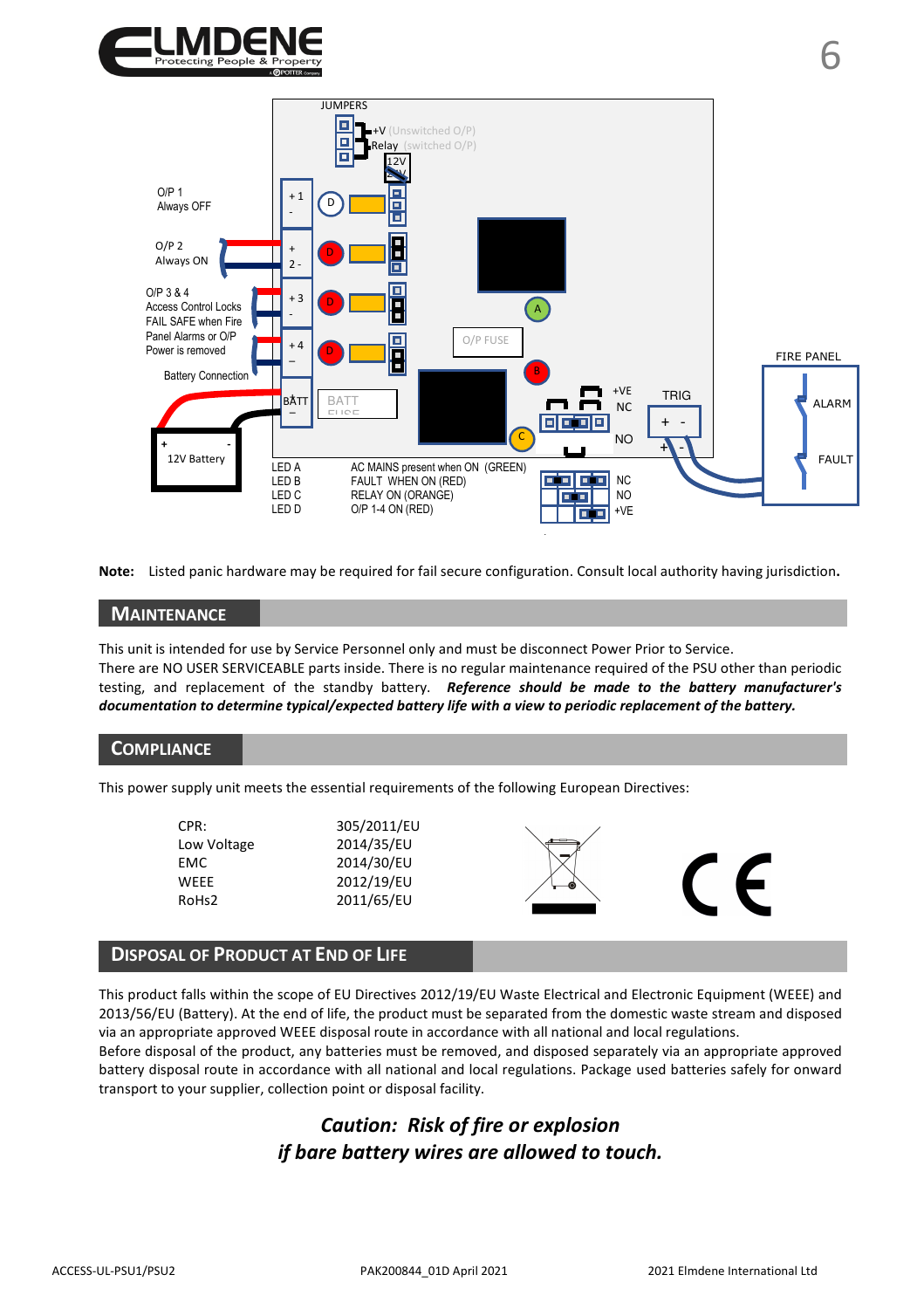JUMPERS

+V (Unswitched O/P)
Relay (switched O/P)
12V
24V

O/P 1
Always OFF

O/P 2
Always ON

O/P 3 & 4
Access Control Locks
FAIL SAFE when Fire
Panel Alarms or O/P
Power is removed

Battery Connection

12V Battery

O/P FUSE

BATT FUSE

+VE
NC
NO

TRIG

FIRE PANEL
ALARM
FAULT

LED A — AC MAINS present when ON (GREEN)
LED B — FAULT WHEN ON (RED)
LED C — RELAY ON (ORANGE)
LED D — O/P 1-4 ON (RED)

NC
NO
+VE

**Note:** Listed panic hardware may be required for fail secure configuration. Consult local authority having jurisdiction.

## Maintenance

This unit is intended for use by Service Personnel only and must be disconnect Power Prior to Service.
There are NO USER SERVICEABLE parts inside. There is no regular maintenance required of the PSU other than periodic testing, and replacement of the standby battery. ***Reference should be made to the battery manufacturer's documentation to determine typical/expected battery life with a view to periodic replacement of the battery.***

## Compliance

This power supply unit meets the essential requirements of the following European Directives:

| | |
|---|---|
| CPR: | 305/2011/EU |
| Low Voltage | 2014/35/EU |
| EMC | 2014/30/EU |
| WEEE | 2012/19/EU |
| RoHs2 | 2011/65/EU |

CE

## Disposal of Product at End of Life

This product falls within the scope of EU Directives 2012/19/EU Waste Electrical and Electronic Equipment (WEEE) and 2013/56/EU (Battery). At the end of life, the product must be separated from the domestic waste stream and disposed via an appropriate approved WEEE disposal route in accordance with all national and local regulations.
Before disposal of the product, any batteries must be removed, and disposed separately via an appropriate approved battery disposal route in accordance with all national and local regulations. Package used batteries safely for onward transport to your supplier, collection point or disposal facility.

***Caution: Risk of fire or explosion***
***if bare battery wires are allowed to touch.***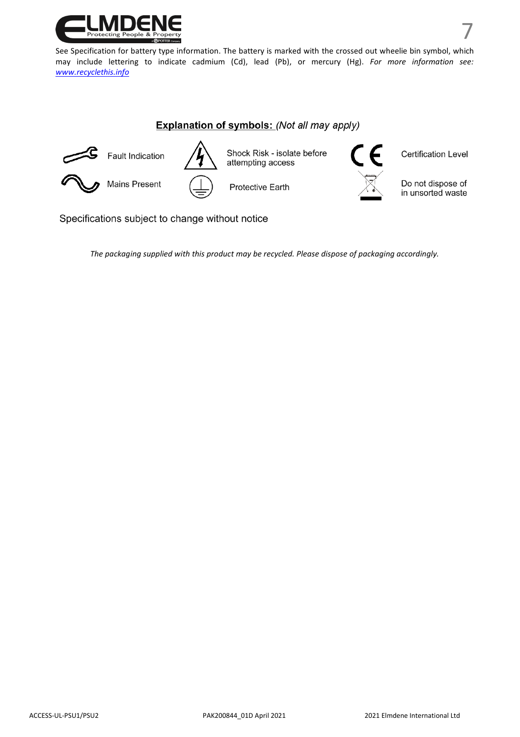See Specification for battery type information. The battery is marked with the crossed out wheelie bin symbol, which may include lettering to indicate cadmium (Cd), lead (Pb), or mercury (Hg). *For more information see: [www.recyclethis.info](www.recyclethis.info)*

**Explanation of symbols:** *(Not all may apply)*

| | | | | | |
|---|---|---|---|---|---|
| | Fault Indication | | Shock Risk - isolate before attempting access | | Certification Level |
| | Mains Present | | Protective Earth | | Do not dispose of in unsorted waste |

Specifications subject to change without notice

*The packaging supplied with this product may be recycled. Please dispose of packaging accordingly.*